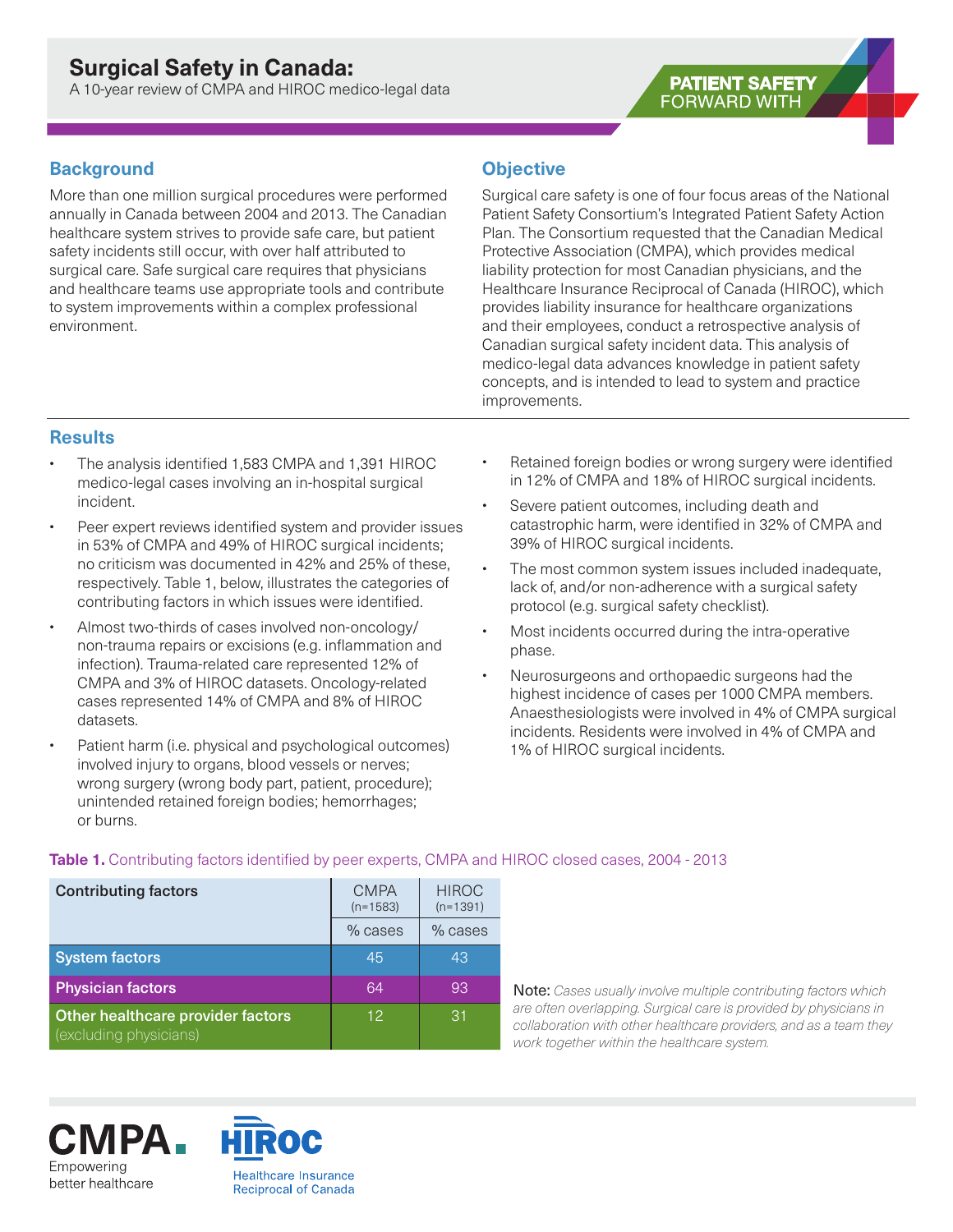# Surgical Safety in Canada:

A 10-year review of CMPA and HIROC medico-legal data

PATIENT SAFETY FORWARD WITH

## Background

More than one million surgical procedures were performed annually in Canada between 2004 and 2013. The Canadian healthcare system strives to provide safe care, but patient safety incidents still occur, with over half attributed to surgical care. Safe surgical care requires that physicians and healthcare teams use appropriate tools and contribute to system improvements within a complex professional environment.

## Objective

Surgical care safety is one of four focus areas of the National Patient Safety Consortium's Integrated Patient Safety Action Plan. The Consortium requested that the Canadian Medical Protective Association (CMPA), which provides medical liability protection for most Canadian physicians, and the Healthcare Insurance Reciprocal of Canada (HIROC), which provides liability insurance for healthcare organizations and their employees, conduct a retrospective analysis of Canadian surgical safety incident data. This analysis of medico-legal data advances knowledge in patient safety concepts, and is intended to lead to system and practice improvements.

## Results

- The analysis identified 1,583 CMPA and 1,391 HIROC medico-legal cases involving an in-hospital surgical incident.
- Peer expert reviews identified system and provider issues in 53% of CMPA and 49% of HIROC surgical incidents; no criticism was documented in 42% and 25% of these, respectively. Table 1, below, illustrates the categories of contributing factors in which issues were identified.
- Almost two-thirds of cases involved non-oncology/ non-trauma repairs or excisions (e.g. inflammation and infection). Trauma-related care represented 12% of CMPA and 3% of HIROC datasets. Oncology-related cases represented 14% of CMPA and 8% of HIROC datasets.
- Patient harm (i.e. physical and psychological outcomes) involved injury to organs, blood vessels or nerves; wrong surgery (wrong body part, patient, procedure); unintended retained foreign bodies; hemorrhages; or burns.
- Retained foreign bodies or wrong surgery were identified in 12% of CMPA and 18% of HIROC surgical incidents.
- Severe patient outcomes, including death and catastrophic harm, were identified in 32% of CMPA and 39% of HIROC surgical incidents.
- The most common system issues included inadequate, lack of, and/or non-adherence with a surgical safety protocol (e.g. surgical safety checklist).
- Most incidents occurred during the intra-operative phase.
- Neurosurgeons and orthopaedic surgeons had the highest incidence of cases per 1000 CMPA members. Anaesthesiologists were involved in 4% of CMPA surgical incidents. Residents were involved in 4% of CMPA and 1% of HIROC surgical incidents.

**Table 1.** Contributing factors identified by peer experts, CMPA and HIROC closed cases, 2004 - 2013

| Contributing factors | CMPA (n=1583) | HIROC (n=1391) |
|---|---|---|
| | % cases | % cases |
| **System factors** | 45 | 43 |
| **Physician factors** | 64 | 93 |
| **Other healthcare provider factors** (excluding physicians) | 12 | 31 |

Note: *Cases usually involve multiple contributing factors which are often overlapping. Surgical care is provided by physicians in collaboration with other healthcare providers, and as a team they work together within the healthcare system.*

CMPA Empowering better healthcare

HIROC Healthcare Insurance Reciprocal of Canada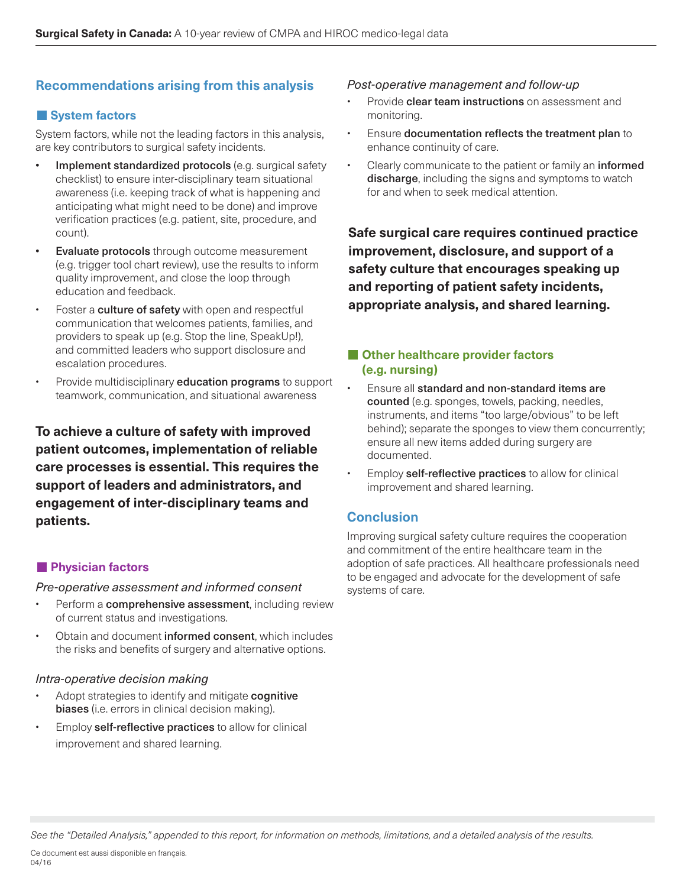## Recommendations arising from this analysis

### System factors

System factors, while not the leading factors in this analysis, are key contributors to surgical safety incidents.

- **Implement standardized protocols** (e.g. surgical safety checklist) to ensure inter-disciplinary team situational awareness (i.e. keeping track of what is happening and anticipating what might need to be done) and improve verification practices (e.g. patient, site, procedure, and count).
- **Evaluate protocols** through outcome measurement (e.g. trigger tool chart review), use the results to inform quality improvement, and close the loop through education and feedback.
- Foster a **culture of safety** with open and respectful communication that welcomes patients, families, and providers to speak up (e.g. Stop the line, SpeakUp!), and committed leaders who support disclosure and escalation procedures.
- Provide multidisciplinary **education programs** to support teamwork, communication, and situational awareness

**To achieve a culture of safety with improved patient outcomes, implementation of reliable care processes is essential. This requires the support of leaders and administrators, and engagement of inter-disciplinary teams and patients.**

### Physician factors

*Pre-operative assessment and informed consent*

- Perform a **comprehensive assessment**, including review of current status and investigations.
- Obtain and document **informed consent**, which includes the risks and benefits of surgery and alternative options.

*Intra-operative decision making*

- Adopt strategies to identify and mitigate **cognitive biases** (i.e. errors in clinical decision making).
- Employ **self-reflective practices** to allow for clinical improvement and shared learning.

*Post-operative management and follow-up*

- Provide **clear team instructions** on assessment and monitoring.
- Ensure **documentation reflects the treatment plan** to enhance continuity of care.
- Clearly communicate to the patient or family an **informed discharge**, including the signs and symptoms to watch for and when to seek medical attention.

**Safe surgical care requires continued practice improvement, disclosure, and support of a safety culture that encourages speaking up and reporting of patient safety incidents, appropriate analysis, and shared learning.**

### Other healthcare provider factors (e.g. nursing)

- Ensure all **standard and non-standard items are counted** (e.g. sponges, towels, packing, needles, instruments, and items "too large/obvious" to be left behind); separate the sponges to view them concurrently; ensure all new items added during surgery are documented.
- Employ **self-reflective practices** to allow for clinical improvement and shared learning.

## Conclusion

Improving surgical safety culture requires the cooperation and commitment of the entire healthcare team in the adoption of safe practices. All healthcare professionals need to be engaged and advocate for the development of safe systems of care.

*See the "Detailed Analysis," appended to this report, for information on methods, limitations, and a detailed analysis of the results.*

Ce document est aussi disponible en français.
04/16